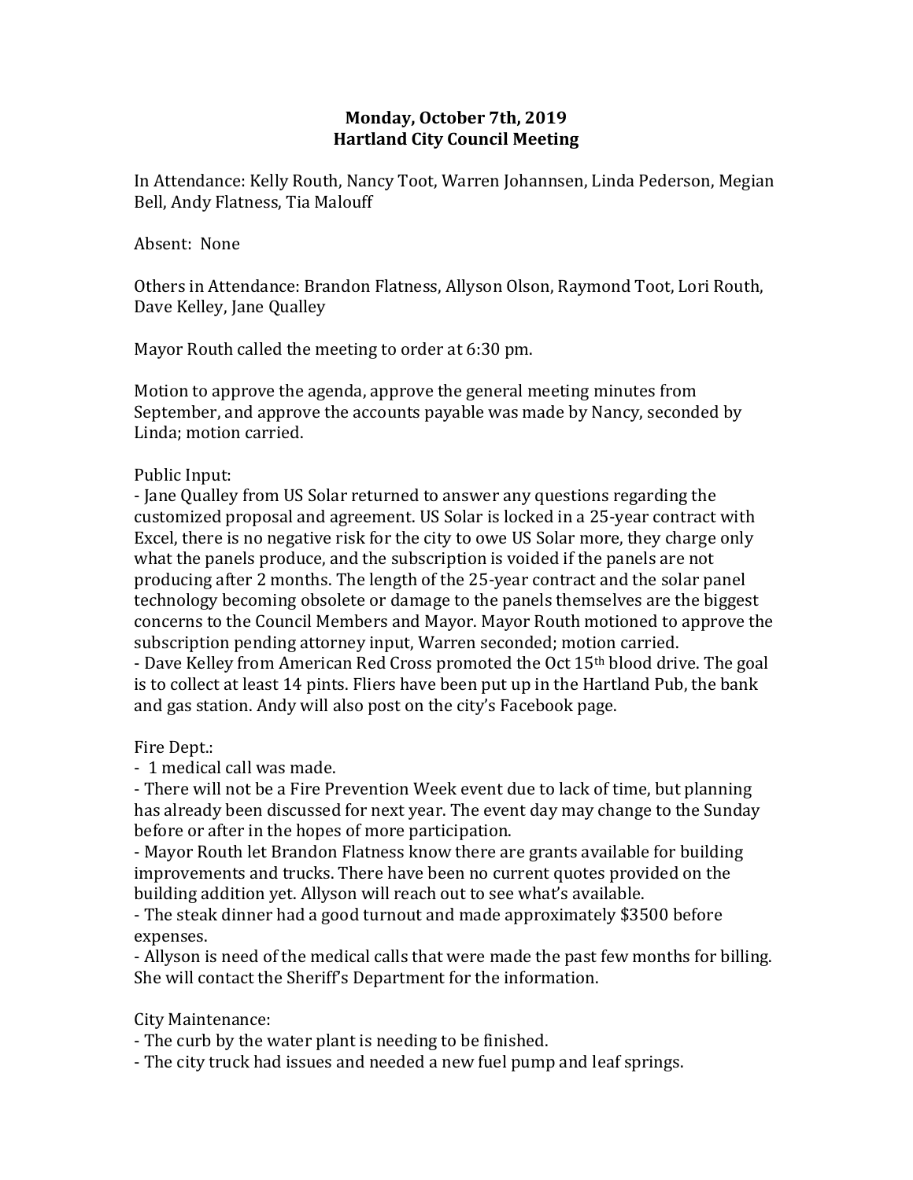**Monday, October 7th, 2019**
**Hartland City Council Meeting**

In Attendance: Kelly Routh, Nancy Toot, Warren Johannsen, Linda Pederson, Megian Bell, Andy Flatness, Tia Malouff

Absent: None

Others in Attendance: Brandon Flatness, Allyson Olson, Raymond Toot, Lori Routh, Dave Kelley, Jane Qualley

Mayor Routh called the meeting to order at 6:30 pm.

Motion to approve the agenda, approve the general meeting minutes from September, and approve the accounts payable was made by Nancy, seconded by Linda; motion carried.

Public Input:
- Jane Qualley from US Solar returned to answer any questions regarding the customized proposal and agreement. US Solar is locked in a 25-year contract with Excel, there is no negative risk for the city to owe US Solar more, they charge only what the panels produce, and the subscription is voided if the panels are not producing after 2 months. The length of the 25-year contract and the solar panel technology becoming obsolete or damage to the panels themselves are the biggest concerns to the Council Members and Mayor. Mayor Routh motioned to approve the subscription pending attorney input, Warren seconded; motion carried.
- Dave Kelley from American Red Cross promoted the Oct 15th blood drive. The goal is to collect at least 14 pints. Fliers have been put up in the Hartland Pub, the bank and gas station. Andy will also post on the city's Facebook page.

Fire Dept.:
- 1 medical call was made.
- There will not be a Fire Prevention Week event due to lack of time, but planning has already been discussed for next year. The event day may change to the Sunday before or after in the hopes of more participation.
- Mayor Routh let Brandon Flatness know there are grants available for building improvements and trucks. There have been no current quotes provided on the building addition yet. Allyson will reach out to see what's available.
- The steak dinner had a good turnout and made approximately $3500 before expenses.
- Allyson is need of the medical calls that were made the past few months for billing. She will contact the Sheriff's Department for the information.

City Maintenance:
- The curb by the water plant is needing to be finished.
- The city truck had issues and needed a new fuel pump and leaf springs.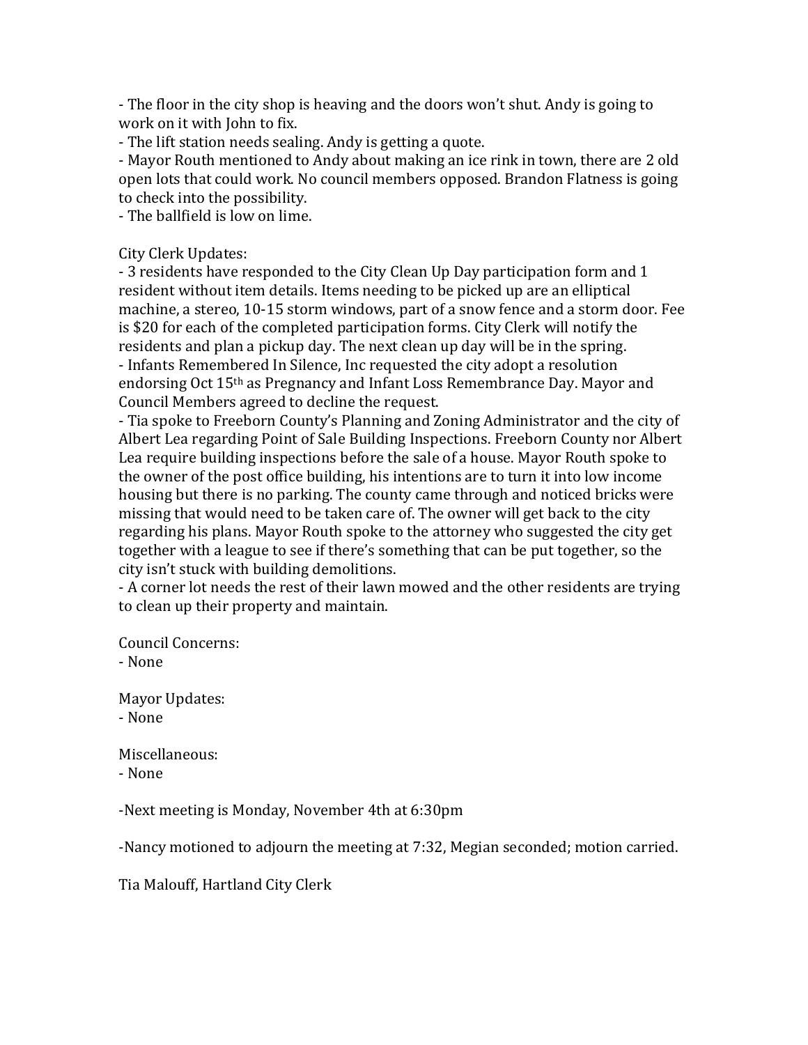- The floor in the city shop is heaving and the doors won't shut. Andy is going to work on it with John to fix.
- The lift station needs sealing. Andy is getting a quote.
- Mayor Routh mentioned to Andy about making an ice rink in town, there are 2 old open lots that could work. No council members opposed. Brandon Flatness is going to check into the possibility.
- The ballfield is low on lime.

City Clerk Updates:
- 3 residents have responded to the City Clean Up Day participation form and 1 resident without item details. Items needing to be picked up are an elliptical machine, a stereo, 10-15 storm windows, part of a snow fence and a storm door. Fee is $20 for each of the completed participation forms. City Clerk will notify the residents and plan a pickup day. The next clean up day will be in the spring.
- Infants Remembered In Silence, Inc requested the city adopt a resolution endorsing Oct 15th as Pregnancy and Infant Loss Remembrance Day. Mayor and Council Members agreed to decline the request.
- Tia spoke to Freeborn County's Planning and Zoning Administrator and the city of Albert Lea regarding Point of Sale Building Inspections. Freeborn County nor Albert Lea require building inspections before the sale of a house. Mayor Routh spoke to the owner of the post office building, his intentions are to turn it into low income housing but there is no parking. The county came through and noticed bricks were missing that would need to be taken care of. The owner will get back to the city regarding his plans. Mayor Routh spoke to the attorney who suggested the city get together with a league to see if there's something that can be put together, so the city isn't stuck with building demolitions.
- A corner lot needs the rest of their lawn mowed and the other residents are trying to clean up their property and maintain.

Council Concerns:
- None

Mayor Updates:
- None

Miscellaneous:
- None

-Next meeting is Monday, November 4th at 6:30pm

-Nancy motioned to adjourn the meeting at 7:32, Megian seconded; motion carried.

Tia Malouff, Hartland City Clerk